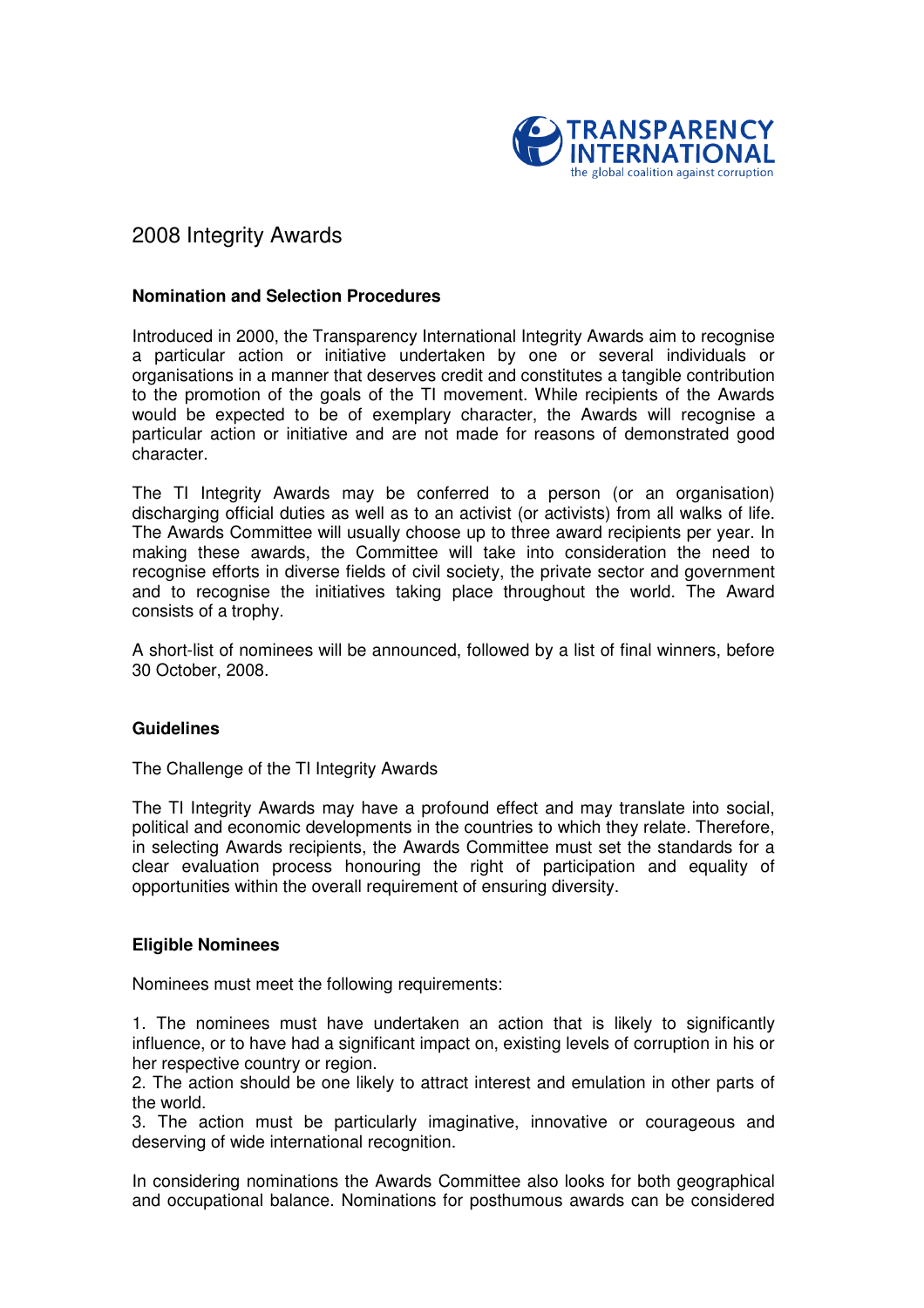TRANSPARENCY INTERNATIONAL
the global coalition against corruption

# 2008 Integrity Awards

## Nomination and Selection Procedures

Introduced in 2000, the Transparency International Integrity Awards aim to recognise a particular action or initiative undertaken by one or several individuals or organisations in a manner that deserves credit and constitutes a tangible contribution to the promotion of the goals of the TI movement. While recipients of the Awards would be expected to be of exemplary character, the Awards will recognise a particular action or initiative and are not made for reasons of demonstrated good character.

The TI Integrity Awards may be conferred to a person (or an organisation) discharging official duties as well as to an activist (or activists) from all walks of life. The Awards Committee will usually choose up to three award recipients per year. In making these awards, the Committee will take into consideration the need to recognise efforts in diverse fields of civil society, the private sector and government and to recognise the initiatives taking place throughout the world. The Award consists of a trophy.

A short-list of nominees will be announced, followed by a list of final winners, before 30 October, 2008.

## Guidelines

The Challenge of the TI Integrity Awards

The TI Integrity Awards may have a profound effect and may translate into social, political and economic developments in the countries to which they relate. Therefore, in selecting Awards recipients, the Awards Committee must set the standards for a clear evaluation process honouring the right of participation and equality of opportunities within the overall requirement of ensuring diversity.

## Eligible Nominees

Nominees must meet the following requirements:

1. The nominees must have undertaken an action that is likely to significantly influence, or to have had a significant impact on, existing levels of corruption in his or her respective country or region.
2. The action should be one likely to attract interest and emulation in other parts of the world.
3. The action must be particularly imaginative, innovative or courageous and deserving of wide international recognition.

In considering nominations the Awards Committee also looks for both geographical and occupational balance. Nominations for posthumous awards can be considered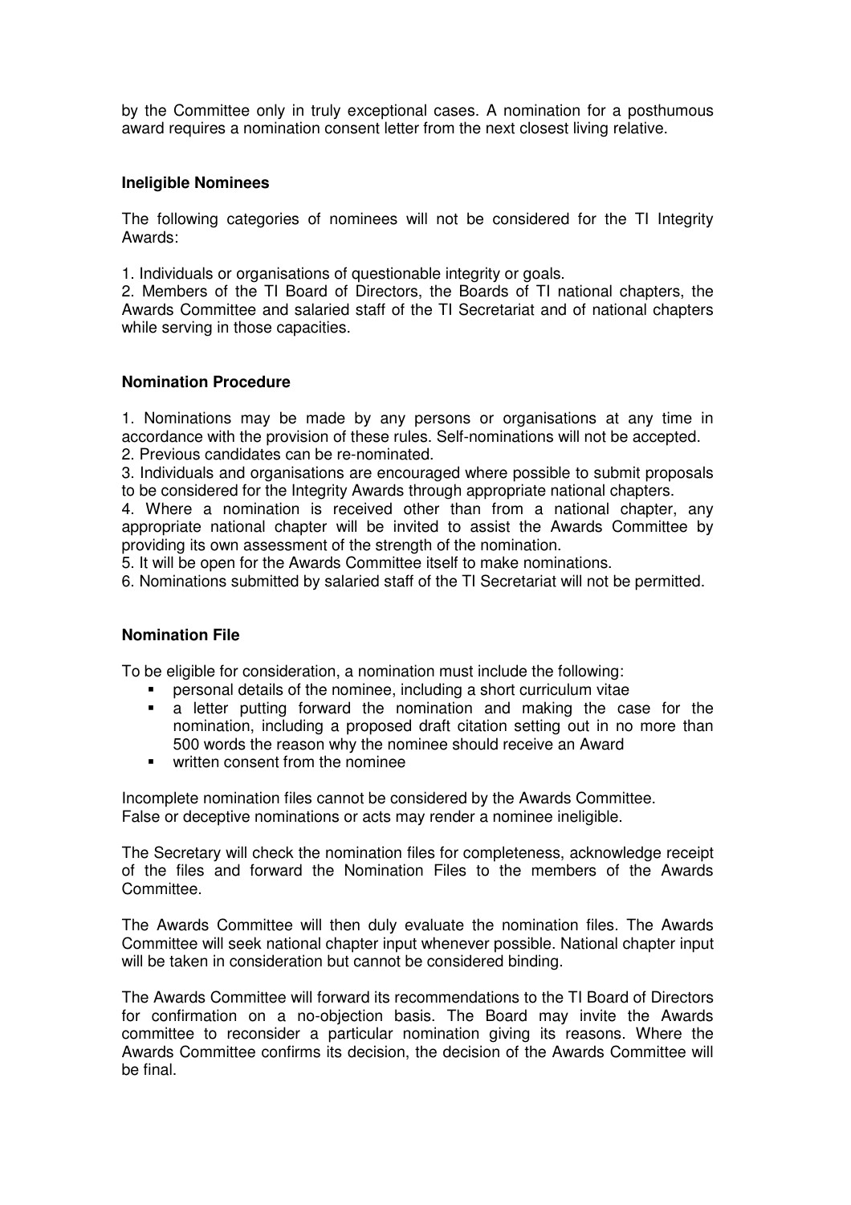by the Committee only in truly exceptional cases. A nomination for a posthumous award requires a nomination consent letter from the next closest living relative.

### Ineligible Nominees

The following categories of nominees will not be considered for the TI Integrity Awards:

1. Individuals or organisations of questionable integrity or goals.
2. Members of the TI Board of Directors, the Boards of TI national chapters, the Awards Committee and salaried staff of the TI Secretariat and of national chapters while serving in those capacities.

### Nomination Procedure

1. Nominations may be made by any persons or organisations at any time in accordance with the provision of these rules. Self-nominations will not be accepted.
2. Previous candidates can be re-nominated.
3. Individuals and organisations are encouraged where possible to submit proposals to be considered for the Integrity Awards through appropriate national chapters.
4. Where a nomination is received other than from a national chapter, any appropriate national chapter will be invited to assist the Awards Committee by providing its own assessment of the strength of the nomination.
5. It will be open for the Awards Committee itself to make nominations.
6. Nominations submitted by salaried staff of the TI Secretariat will not be permitted.

### Nomination File

To be eligible for consideration, a nomination must include the following:

- personal details of the nominee, including a short curriculum vitae
- a letter putting forward the nomination and making the case for the nomination, including a proposed draft citation setting out in no more than 500 words the reason why the nominee should receive an Award
- written consent from the nominee

Incomplete nomination files cannot be considered by the Awards Committee.
False or deceptive nominations or acts may render a nominee ineligible.

The Secretary will check the nomination files for completeness, acknowledge receipt of the files and forward the Nomination Files to the members of the Awards Committee.

The Awards Committee will then duly evaluate the nomination files. The Awards Committee will seek national chapter input whenever possible. National chapter input will be taken in consideration but cannot be considered binding.

The Awards Committee will forward its recommendations to the TI Board of Directors for confirmation on a no-objection basis. The Board may invite the Awards committee to reconsider a particular nomination giving its reasons. Where the Awards Committee confirms its decision, the decision of the Awards Committee will be final.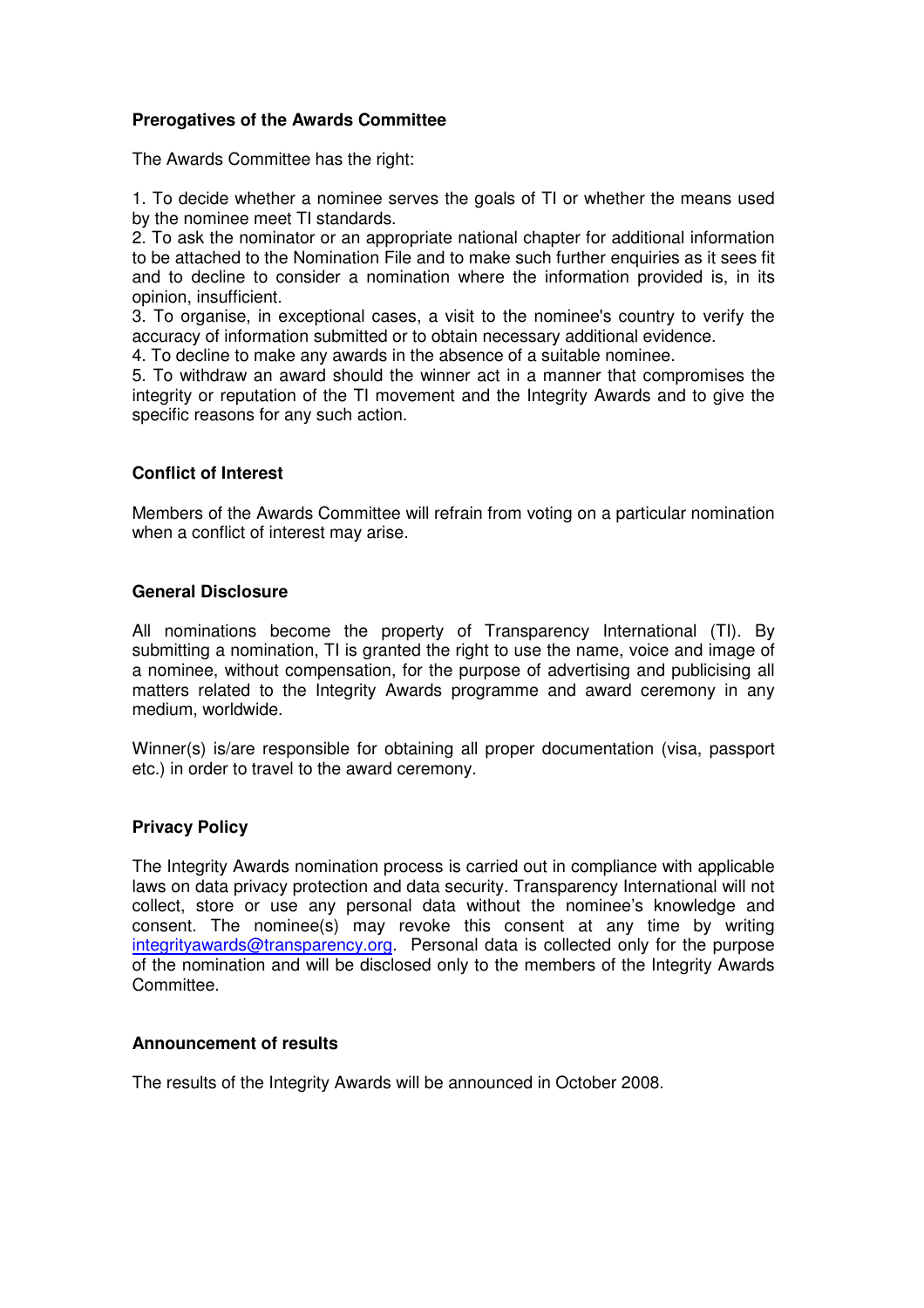**Prerogatives of the Awards Committee**

The Awards Committee has the right:

1. To decide whether a nominee serves the goals of TI or whether the means used by the nominee meet TI standards.
2. To ask the nominator or an appropriate national chapter for additional information to be attached to the Nomination File and to make such further enquiries as it sees fit and to decline to consider a nomination where the information provided is, in its opinion, insufficient.
3. To organise, in exceptional cases, a visit to the nominee's country to verify the accuracy of information submitted or to obtain necessary additional evidence.
4. To decline to make any awards in the absence of a suitable nominee.
5. To withdraw an award should the winner act in a manner that compromises the integrity or reputation of the TI movement and the Integrity Awards and to give the specific reasons for any such action.

**Conflict of Interest**

Members of the Awards Committee will refrain from voting on a particular nomination when a conflict of interest may arise.

**General Disclosure**

All nominations become the property of Transparency International (TI). By submitting a nomination, TI is granted the right to use the name, voice and image of a nominee, without compensation, for the purpose of advertising and publicising all matters related to the Integrity Awards programme and award ceremony in any medium, worldwide.

Winner(s) is/are responsible for obtaining all proper documentation (visa, passport etc.) in order to travel to the award ceremony.

**Privacy Policy**

The Integrity Awards nomination process is carried out in compliance with applicable laws on data privacy protection and data security. Transparency International will not collect, store or use any personal data without the nominee's knowledge and consent. The nominee(s) may revoke this consent at any time by writing integrityawards@transparency.org. Personal data is collected only for the purpose of the nomination and will be disclosed only to the members of the Integrity Awards Committee.

**Announcement of results**

The results of the Integrity Awards will be announced in October 2008.